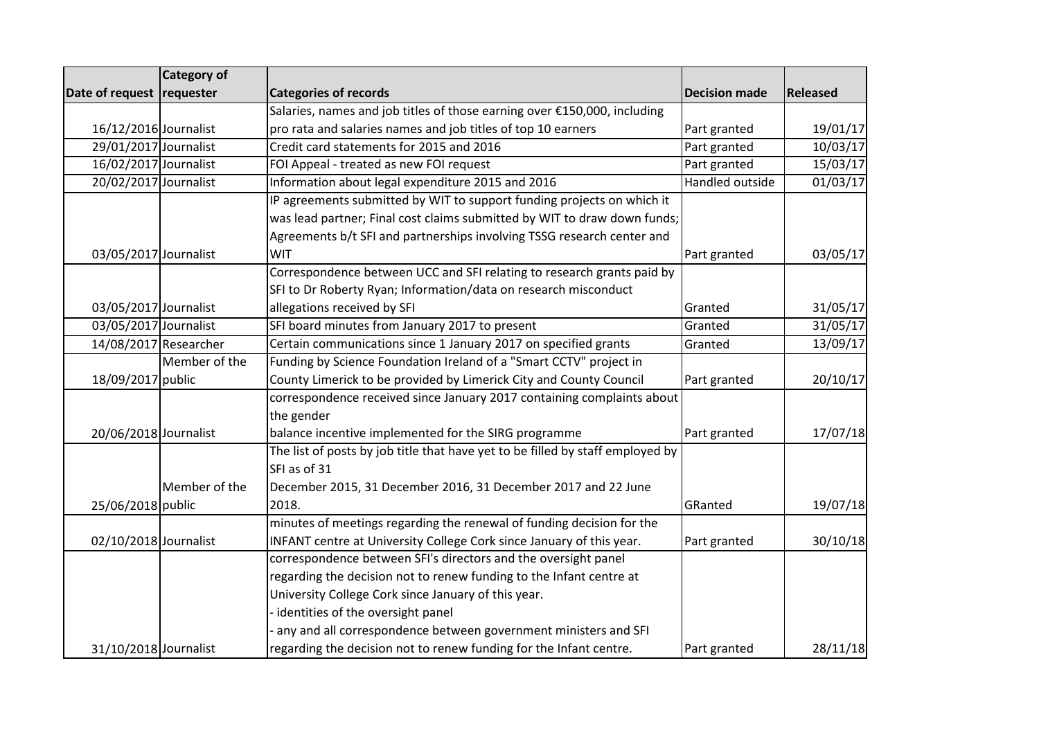| Date of request | Category of requester | Categories of records | Decision made | Released |
|---|---|---|---|---|
| 16/12/2016 | Journalist | Salaries, names and job titles of those earning over €150,000, including pro rata and salaries names and job titles of top 10 earners | Part granted | 19/01/17 |
| 29/01/2017 | Journalist | Credit card statements for 2015 and 2016 | Part granted | 10/03/17 |
| 16/02/2017 | Journalist | FOI Appeal - treated as new FOI request | Part granted | 15/03/17 |
| 20/02/2017 | Journalist | Information about legal expenditure 2015 and 2016 | Handled outside | 01/03/17 |
| 03/05/2017 | Journalist | IP agreements submitted by WIT to support funding projects on which it was lead partner; Final cost claims submitted by WIT to draw down funds; Agreements b/t SFI and partnerships involving TSSG research center and WIT | Part granted | 03/05/17 |
| 03/05/2017 | Journalist | Correspondence between UCC and SFI relating to research grants paid by SFI to Dr Roberty Ryan; Information/data on research misconduct allegations received by SFI | Granted | 31/05/17 |
| 03/05/2017 | Journalist | SFI board minutes from January 2017 to present | Granted | 31/05/17 |
| 14/08/2017 | Researcher | Certain communications since 1 January 2017 on specified grants | Granted | 13/09/17 |
| 18/09/2017 | Member of the public | Funding by Science Foundation Ireland of a "Smart CCTV" project in County Limerick to be provided by Limerick City and County Council | Part granted | 20/10/17 |
| 20/06/2018 | Journalist | correspondence received since January 2017 containing complaints about the gender balance incentive implemented for the SIRG programme | Part granted | 17/07/18 |
| 25/06/2018 | Member of the public | The list of posts by job title that have yet to be filled by staff employed by SFI as of 31 December 2015, 31 December 2016, 31 December 2017 and 22 June 2018. | GRanted | 19/07/18 |
| 02/10/2018 | Journalist | minutes of meetings regarding the renewal of funding decision for the INFANT centre at University College Cork since January of this year. | Part granted | 30/10/18 |
| 31/10/2018 | Journalist | correspondence between SFI's directors and the oversight panel regarding the decision not to renew funding to the Infant centre at University College Cork since January of this year.<br>- identities of the oversight panel<br>- any and all correspondence between government ministers and SFI regarding the decision not to renew funding for the Infant centre. | Part granted | 28/11/18 |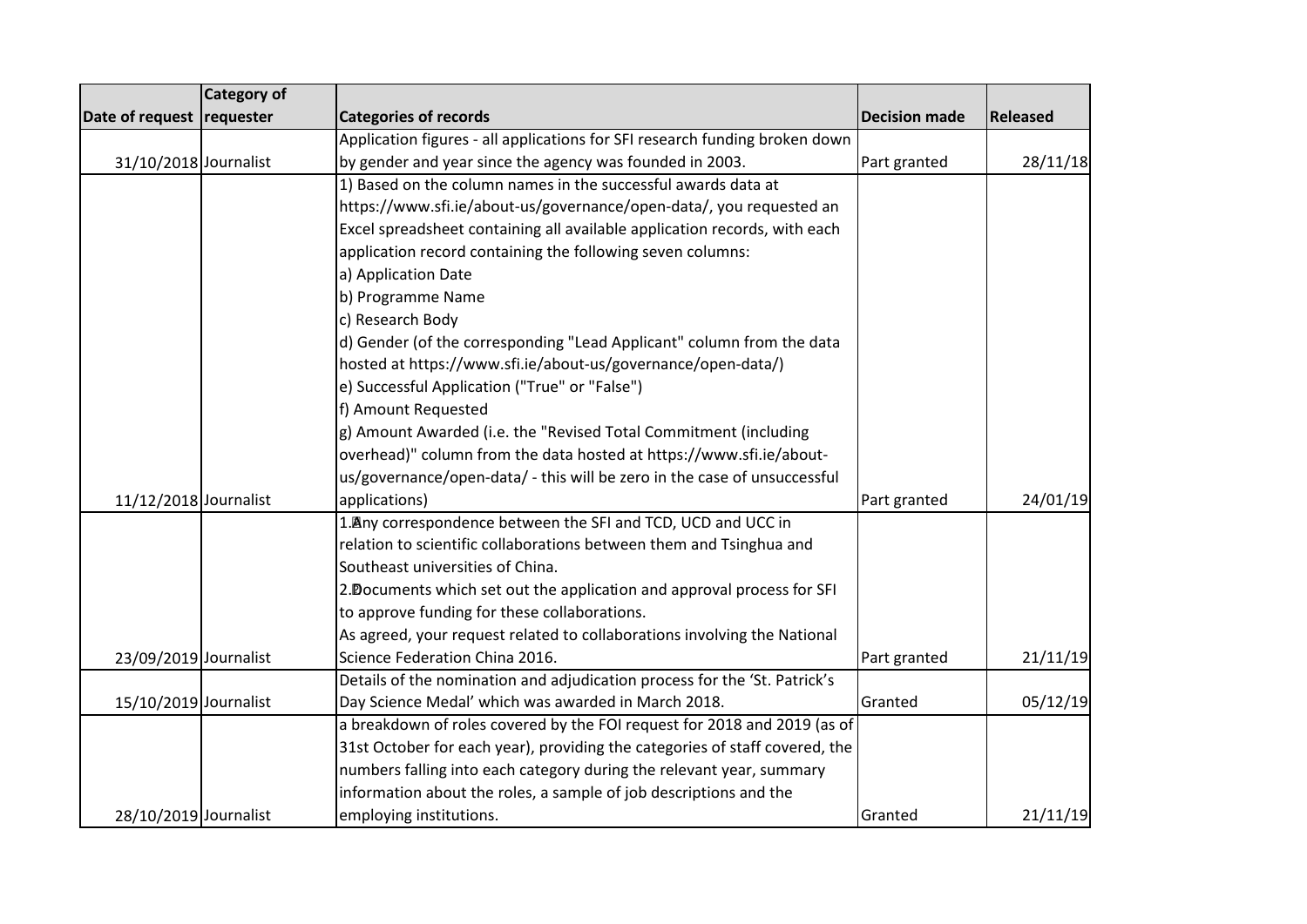| Date of request | Category of requester | Categories of records | Decision made | Released |
| --- | --- | --- | --- | --- |
| 31/10/2018 | Journalist | Application figures - all applications for SFI research funding broken down by gender and year since the agency was founded in 2003. | Part granted | 28/11/18 |
| 11/12/2018 | Journalist | 1) Based on the column names in the successful awards data at https://www.sfi.ie/about-us/governance/open-data/, you requested an Excel spreadsheet containing all available application records, with each application record containing the following seven columns:<br>a) Application Date<br>b) Programme Name<br>c) Research Body<br>d) Gender (of the corresponding "Lead Applicant" column from the data hosted at https://www.sfi.ie/about-us/governance/open-data/)<br>e) Successful Application ("True" or "False")<br>f) Amount Requested<br>g) Amount Awarded (i.e. the "Revised Total Commitment (including overhead)" column from the data hosted at https://www.sfi.ie/about-us/governance/open-data/ - this will be zero in the case of unsuccessful applications) | Part granted | 24/01/19 |
| 23/09/2019 | Journalist | 1. Any correspondence between the SFI and TCD, UCD and UCC in relation to scientific collaborations between them and Tsinghua and Southeast universities of China.<br>2. Documents which set out the application and approval process for SFI to approve funding for these collaborations.<br>As agreed, your request related to collaborations involving the National Science Federation China 2016. | Part granted | 21/11/19 |
| 15/10/2019 | Journalist | Details of the nomination and adjudication process for the 'St. Patrick's Day Science Medal' which was awarded in March 2018. | Granted | 05/12/19 |
| 28/10/2019 | Journalist | a breakdown of roles covered by the FOI request for 2018 and 2019 (as of 31st October for each year), providing the categories of staff covered, the numbers falling into each category during the relevant year, summary information about the roles, a sample of job descriptions and the employing institutions. | Granted | 21/11/19 |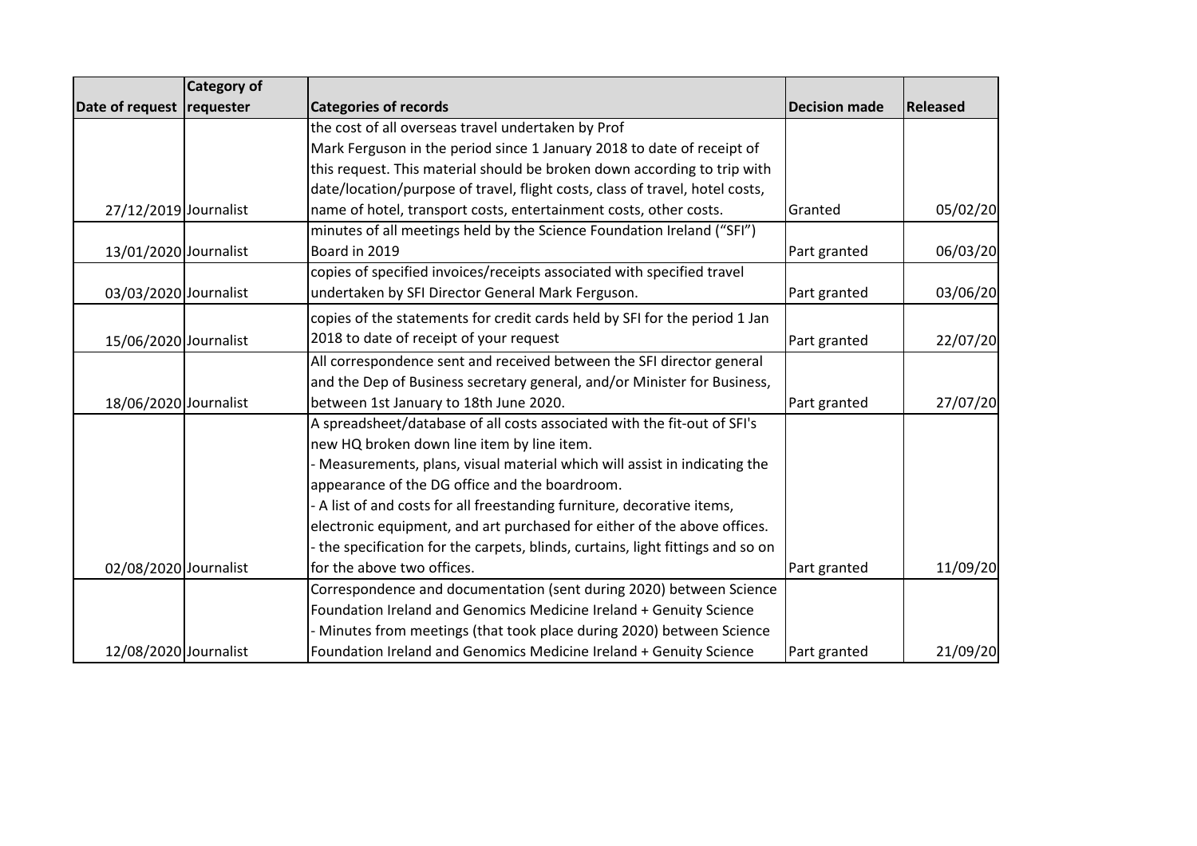| Date of request | Category of requester | Categories of records | Decision made | Released |
|---|---|---|---|---|
| 27/12/2019 | Journalist | the cost of all overseas travel undertaken by Prof Mark Ferguson in the period since 1 January 2018 to date of receipt of this request. This material should be broken down according to trip with date/location/purpose of travel, flight costs, class of travel, hotel costs, name of hotel, transport costs, entertainment costs, other costs. | Granted | 05/02/20 |
| 13/01/2020 | Journalist | minutes of all meetings held by the Science Foundation Ireland ("SFI") Board in 2019 | Part granted | 06/03/20 |
| 03/03/2020 | Journalist | copies of specified invoices/receipts associated with specified travel undertaken by SFI Director General Mark Ferguson. | Part granted | 03/06/20 |
| 15/06/2020 | Journalist | copies of the statements for credit cards held by SFI for the period 1 Jan 2018 to date of receipt of your request | Part granted | 22/07/20 |
| 18/06/2020 | Journalist | All correspondence sent and received between the SFI director general and the Dep of Business secretary general, and/or Minister for Business, between 1st January to 18th June 2020. | Part granted | 27/07/20 |
| 02/08/2020 | Journalist | A spreadsheet/database of all costs associated with the fit-out of SFI's new HQ broken down line item by line item.<br>- Measurements, plans, visual material which will assist in indicating the appearance of the DG office and the boardroom.<br>- A list of and costs for all freestanding furniture, decorative items, electronic equipment, and art purchased for either of the above offices.<br>- the specification for the carpets, blinds, curtains, light fittings and so on for the above two offices. | Part granted | 11/09/20 |
| 12/08/2020 | Journalist | Correspondence and documentation (sent during 2020) between Science Foundation Ireland and Genomics Medicine Ireland + Genuity Science<br>- Minutes from meetings (that took place during 2020) between Science Foundation Ireland and Genomics Medicine Ireland + Genuity Science | Part granted | 21/09/20 |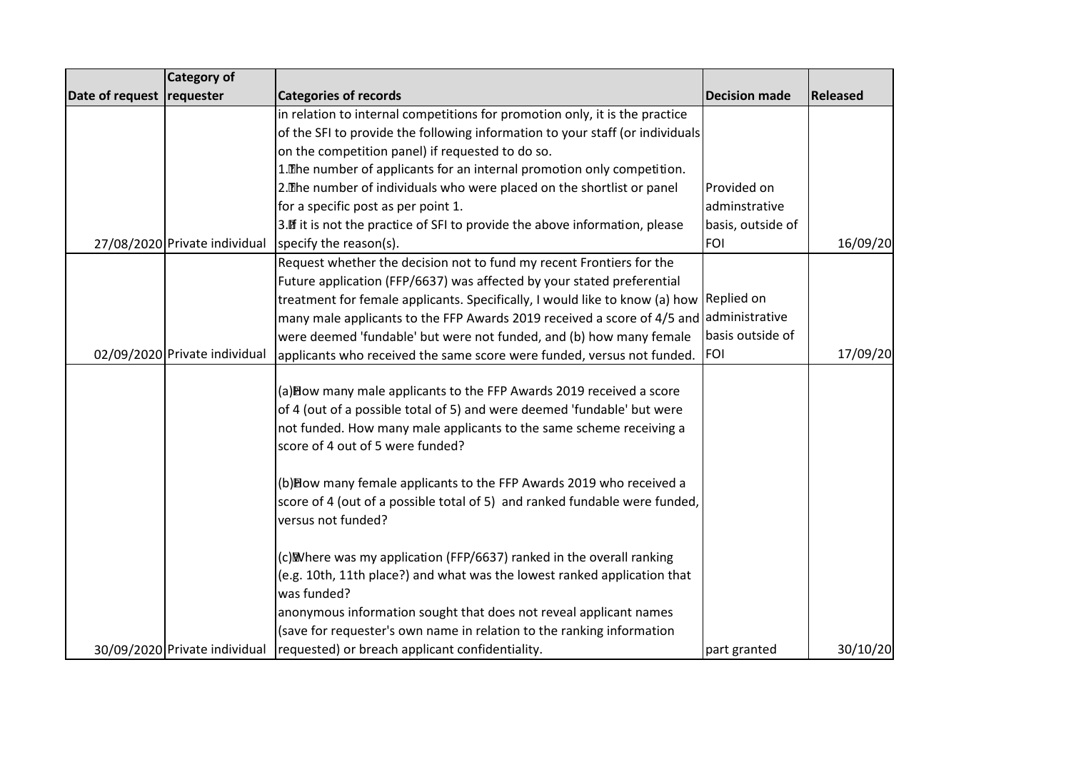| Date of request | Category of requester | Categories of records | Decision made | Released |
| --- | --- | --- | --- | --- |
| 27/08/2020 | Private individual | in relation to internal competitions for promotion only, it is the practice of the SFI to provide the following information to your staff (or individuals on the competition panel) if requested to do so.<br>1. The number of applicants for an internal promotion only competition.<br>2. The number of individuals who were placed on the shortlist or panel for a specific post as per point 1.<br>3. If it is not the practice of SFI to provide the above information, please specify the reason(s). | Provided on adminstrative basis, outside of FOI | 16/09/20 |
| 02/09/2020 | Private individual | Request whether the decision not to fund my recent Frontiers for the Future application (FFP/6637) was affected by your stated preferential treatment for female applicants. Specifically, I would like to know (a) how many male applicants to the FFP Awards 2019 received a score of 4/5 and were deemed 'fundable' but were not funded, and (b) how many female applicants who received the same score were funded, versus not funded. | Replied on administrative basis outside of FOI | 17/09/20 |
| 30/09/2020 | Private individual | (a) How many male applicants to the FFP Awards 2019 received a score of 4 (out of a possible total of 5) and were deemed 'fundable' but were not funded. How many male applicants to the same scheme receiving a score of 4 out of 5 were funded?<br><br>(b) How many female applicants to the FFP Awards 2019 who received a score of 4 (out of a possible total of 5) and ranked fundable were funded, versus not funded?<br><br>(c) Where was my application (FFP/6637) ranked in the overall ranking (e.g. 10th, 11th place?) and what was the lowest ranked application that was funded?<br>anonymous information sought that does not reveal applicant names (save for requester's own name in relation to the ranking information requested) or breach applicant confidentiality. | part granted | 30/10/20 |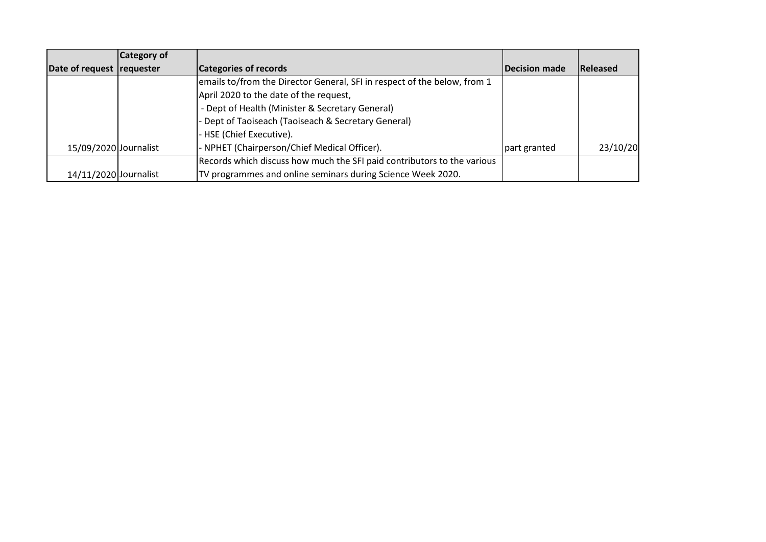| Date of request | Category of requester | Categories of records | Decision made | Released |
|---|---|---|---|---|
| 15/09/2020 | Journalist | emails to/from the Director General, SFI in respect of the below, from 1 April 2020 to the date of the request,<br> - Dept of Health (Minister & Secretary General)<br>- Dept of Taoiseach (Taoiseach & Secretary General)<br>- HSE (Chief Executive).<br>- NPHET (Chairperson/Chief Medical Officer). | part granted | 23/10/20 |
| 14/11/2020 | Journalist | Records which discuss how much the SFI paid contributors to the various TV programmes and online seminars during Science Week 2020. | | |